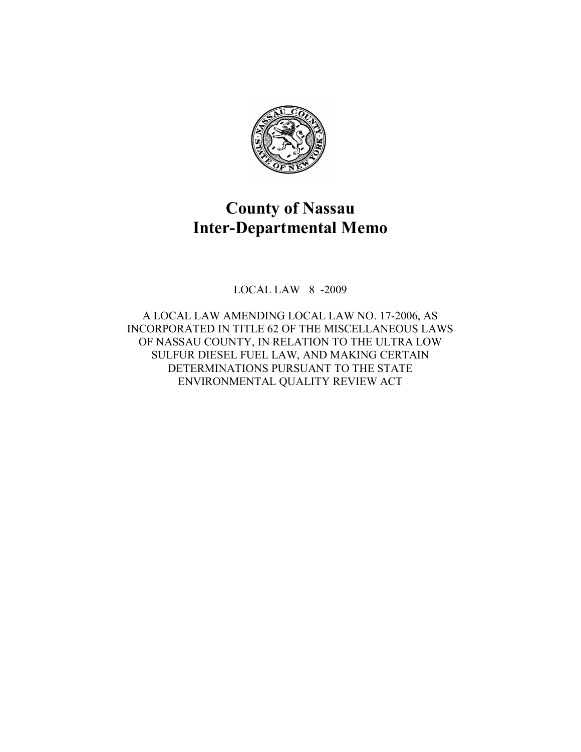# County of Nassau
# Inter-Departmental Memo

LOCAL LAW 8 -2009

A LOCAL LAW AMENDING LOCAL LAW NO. 17-2006, AS INCORPORATED IN TITLE 62 OF THE MISCELLANEOUS LAWS OF NASSAU COUNTY, IN RELATION TO THE ULTRA LOW SULFUR DIESEL FUEL LAW, AND MAKING CERTAIN DETERMINATIONS PURSUANT TO THE STATE ENVIRONMENTAL QUALITY REVIEW ACT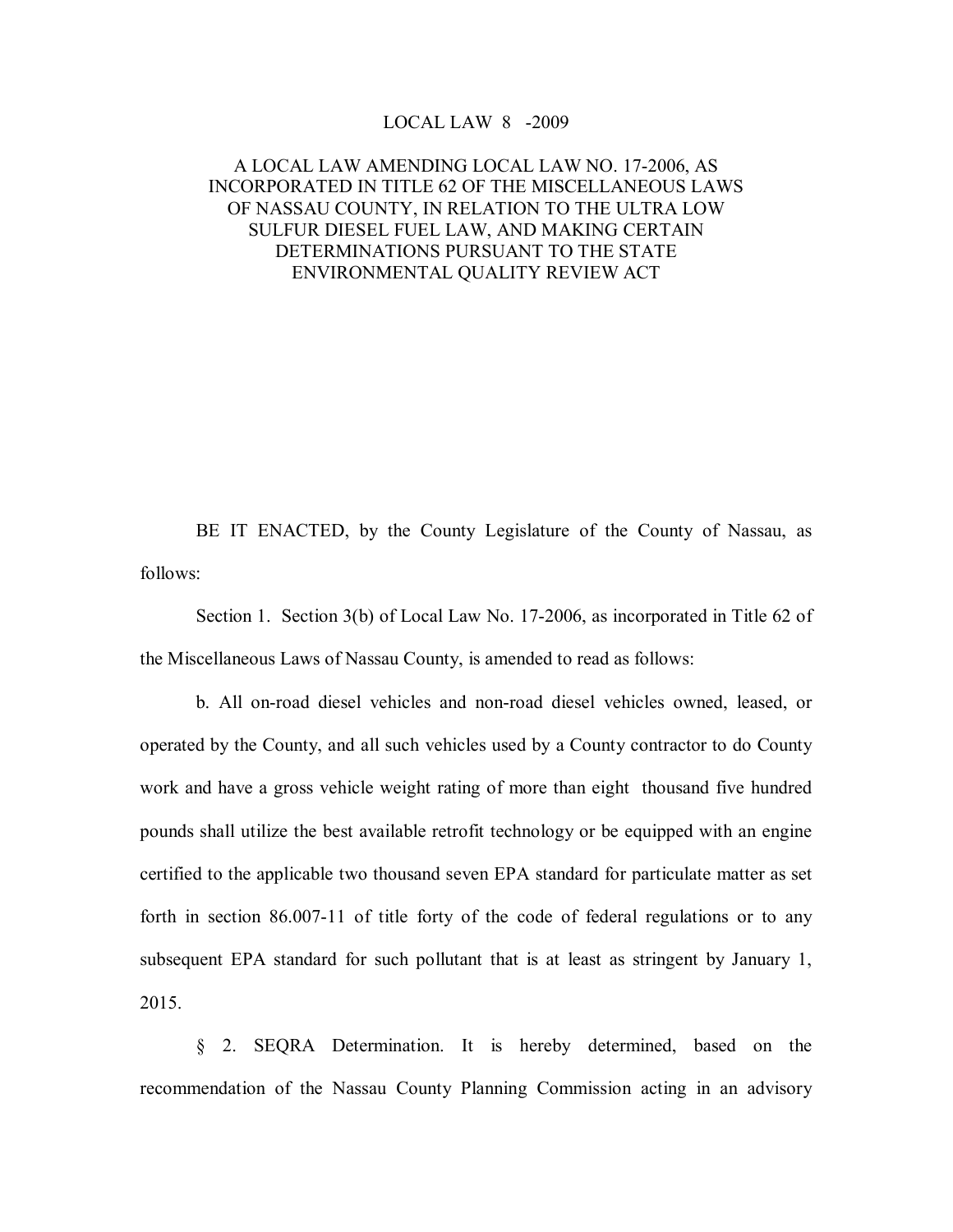LOCAL LAW 8 -2009

A LOCAL LAW AMENDING LOCAL LAW NO. 17-2006, AS INCORPORATED IN TITLE 62 OF THE MISCELLANEOUS LAWS OF NASSAU COUNTY, IN RELATION TO THE ULTRA LOW SULFUR DIESEL FUEL LAW, AND MAKING CERTAIN DETERMINATIONS PURSUANT TO THE STATE ENVIRONMENTAL QUALITY REVIEW ACT

BE IT ENACTED, by the County Legislature of the County of Nassau, as follows:

Section 1. Section 3(b) of Local Law No. 17-2006, as incorporated in Title 62 of the Miscellaneous Laws of Nassau County, is amended to read as follows:

b. All on-road diesel vehicles and non-road diesel vehicles owned, leased, or operated by the County, and all such vehicles used by a County contractor to do County work and have a gross vehicle weight rating of more than eight thousand five hundred pounds shall utilize the best available retrofit technology or be equipped with an engine certified to the applicable two thousand seven EPA standard for particulate matter as set forth in section 86.007-11 of title forty of the code of federal regulations or to any subsequent EPA standard for such pollutant that is at least as stringent by January 1, 2015.

§ 2. SEQRA Determination. It is hereby determined, based on the recommendation of the Nassau County Planning Commission acting in an advisory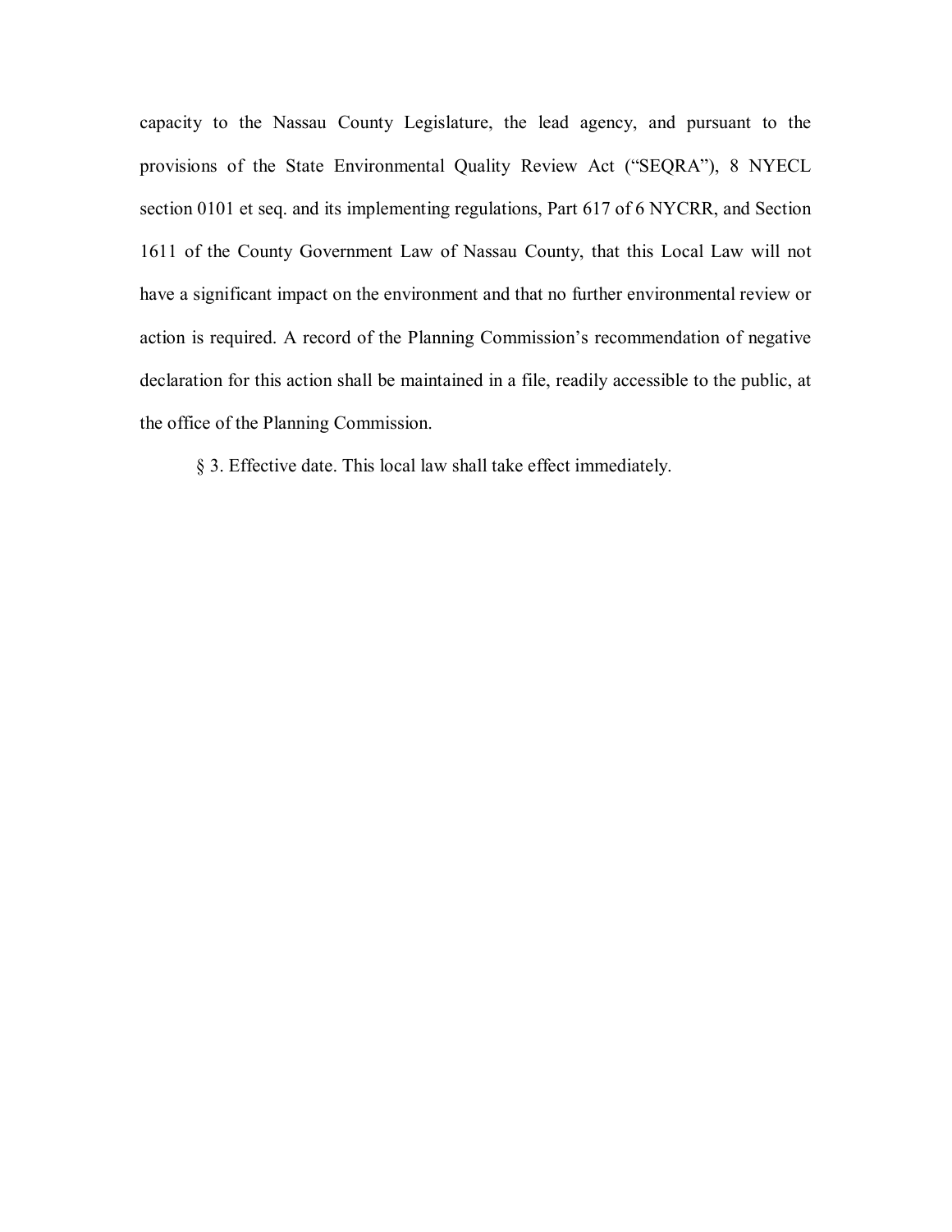capacity to the Nassau County Legislature, the lead agency, and pursuant to the provisions of the State Environmental Quality Review Act ("SEQRA"), 8 NYECL section 0101 et seq. and its implementing regulations, Part 617 of 6 NYCRR, and Section 1611 of the County Government Law of Nassau County, that this Local Law will not have a significant impact on the environment and that no further environmental review or action is required. A record of the Planning Commission's recommendation of negative declaration for this action shall be maintained in a file, readily accessible to the public, at the office of the Planning Commission.

§ 3. Effective date. This local law shall take effect immediately.